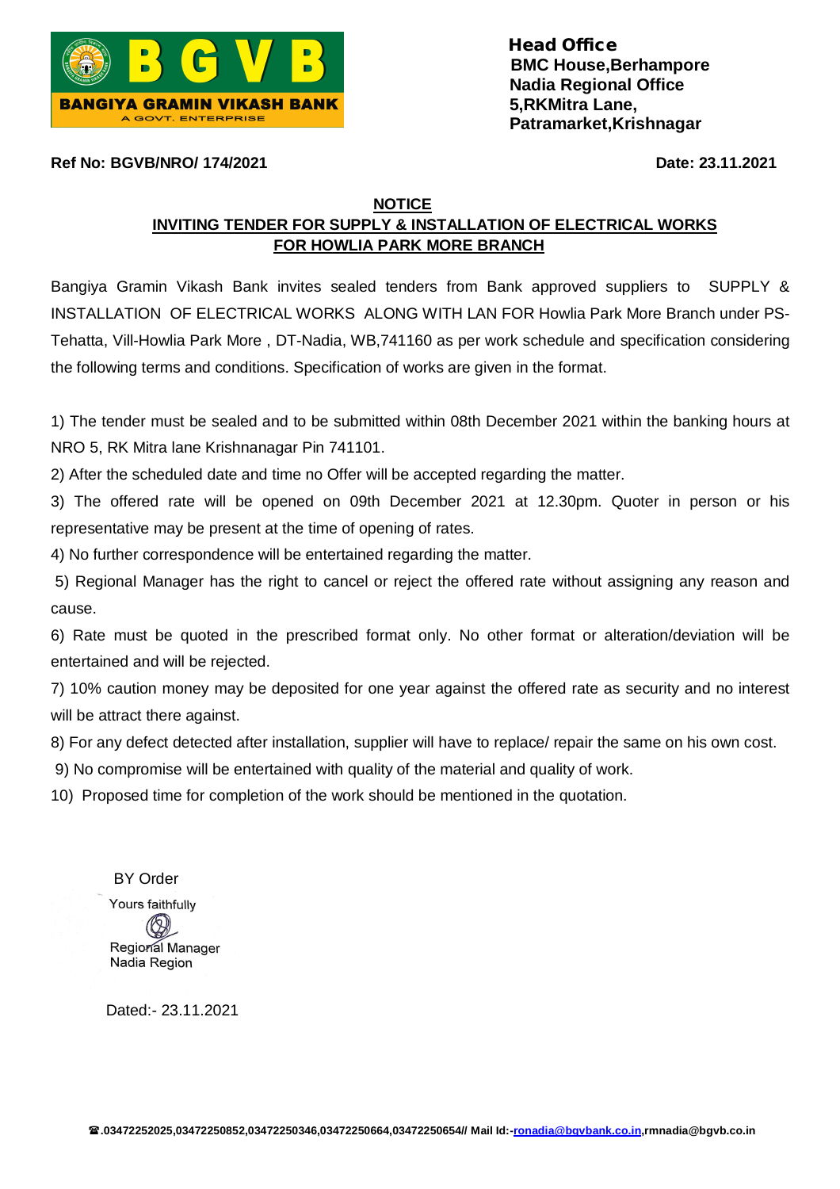**BANGIYA GRAMIN VIKASH BANK**
A GOVT. ENTERPRISE

**Head Office**
**BMC House,Berhampore**
**Nadia Regional Office**
**5,RKMitra Lane,**
**Patramarket,Krishnagar**

**Ref No: BGVB/NRO/ 174/2021** **Date: 23.11.2021**

## NOTICE

## INVITING TENDER FOR SUPPLY & INSTALLATION OF ELECTRICAL WORKS FOR HOWLIA PARK MORE BRANCH

Bangiya Gramin Vikash Bank invites sealed tenders from Bank approved suppliers to SUPPLY & INSTALLATION OF ELECTRICAL WORKS ALONG WITH LAN FOR Howlia Park More Branch under PS-Tehatta, Vill-Howlia Park More , DT-Nadia, WB,741160 as per work schedule and specification considering the following terms and conditions. Specification of works are given in the format.

1) The tender must be sealed and to be submitted within 08th December 2021 within the banking hours at NRO 5, RK Mitra lane Krishnanagar Pin 741101.
2) After the scheduled date and time no Offer will be accepted regarding the matter.
3) The offered rate will be opened on 09th December 2021 at 12.30pm. Quoter in person or his representative may be present at the time of opening of rates.
4) No further correspondence will be entertained regarding the matter.
5) Regional Manager has the right to cancel or reject the offered rate without assigning any reason and cause.
6) Rate must be quoted in the prescribed format only. No other format or alteration/deviation will be entertained and will be rejected.
7) 10% caution money may be deposited for one year against the offered rate as security and no interest will be attract there against.
8) For any defect detected after installation, supplier will have to replace/ repair the same on his own cost.
9) No compromise will be entertained with quality of the material and quality of work.
10) Proposed time for completion of the work should be mentioned in the quotation.

BY Order

Yours faithfully

Regional Manager
Nadia Region

Dated:- 23.11.2021

☎.03472252025,03472250852,03472250346,03472250664,03472250654// Mail Id:-ronadia@bgvbank.co.in,rmnadia@bgvb.co.in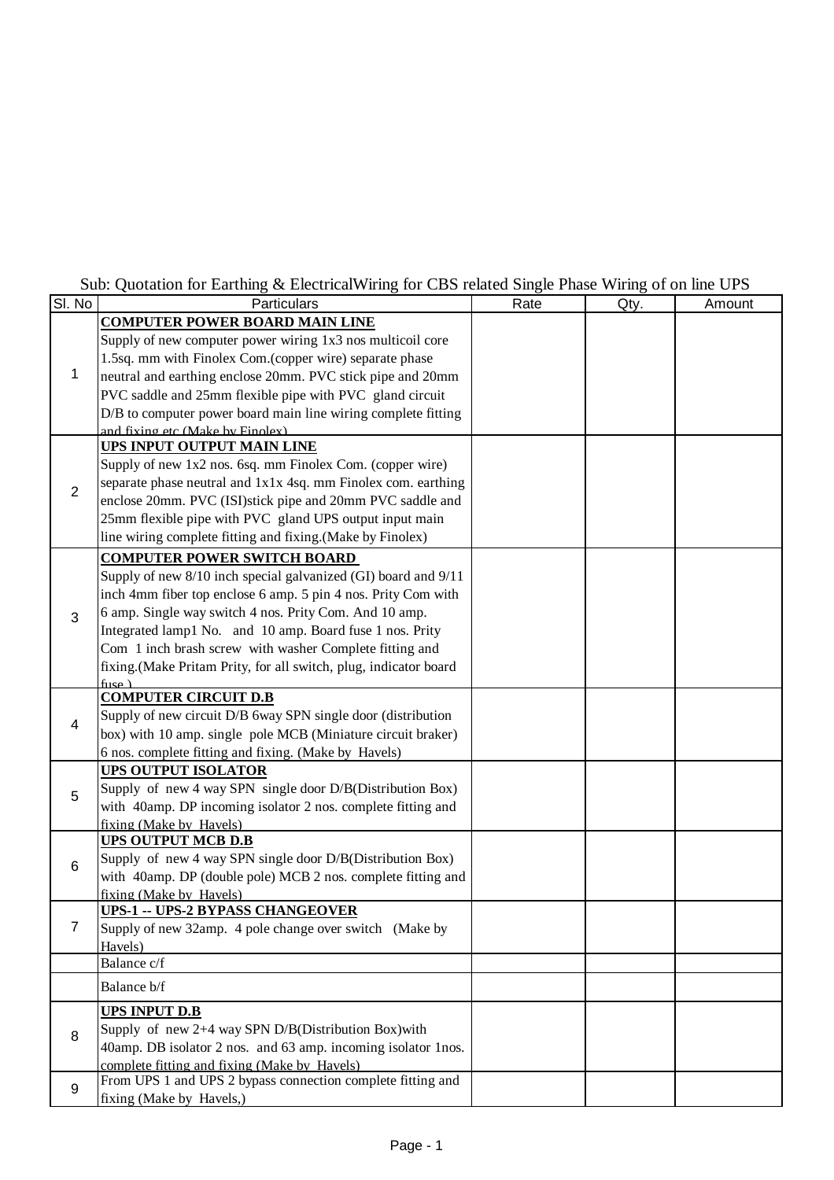Sub: Quotation for Earthing & ElectricalWiring for CBS related Single Phase Wiring of on line UPS

| Sl. No | Particulars | Rate | Qty. | Amount |
|---|---|---|---|---|
| 1 | **COMPUTER POWER BOARD MAIN LINE**<br>Supply of new computer power wiring 1x3 nos multicoil core 1.5sq. mm with Finolex Com.(copper wire) separate phase neutral and earthing enclose 20mm. PVC stick pipe and 20mm PVC saddle and 25mm flexible pipe with PVC gland circuit D/B to computer power board main line wiring complete fitting and fixing etc.(Make by Finolex) | | | |
| 2 | **UPS INPUT OUTPUT MAIN LINE**<br>Supply of new 1x2 nos. 6sq. mm Finolex Com. (copper wire) separate phase neutral and 1x1x 4sq. mm Finolex com. earthing enclose 20mm. PVC (ISI)stick pipe and 20mm PVC saddle and 25mm flexible pipe with PVC gland UPS output input main line wiring complete fitting and fixing.(Make by Finolex) | | | |
| 3 | **COMPUTER POWER SWITCH BOARD**<br>Supply of new 8/10 inch special galvanized (GI) board and 9/11 inch 4mm fiber top enclose 6 amp. 5 pin 4 nos. Prity Com with 6 amp. Single way switch 4 nos. Prity Com. And 10 amp. Integrated lamp1 No. and 10 amp. Board fuse 1 nos. Prity Com 1 inch brash screw with washer Complete fitting and fixing.(Make Pritam Prity, for all switch, plug, indicator board fuse ) | | | |
| 4 | **COMPUTER CIRCUIT D.B**<br>Supply of new circuit D/B 6way SPN single door (distribution box) with 10 amp. single pole MCB (Miniature circuit braker) 6 nos. complete fitting and fixing. (Make by Havels) | | | |
| 5 | **UPS OUTPUT ISOLATOR**<br>Supply of new 4 way SPN single door D/B(Distribution Box) with 40amp. DP incoming isolator 2 nos. complete fitting and fixing (Make by Havels) | | | |
| 6 | **UPS OUTPUT MCB D.B**<br>Supply of new 4 way SPN single door D/B(Distribution Box) with 40amp. DP (double pole) MCB 2 nos. complete fitting and fixing (Make by Havels) | | | |
| 7 | **UPS-1 -- UPS-2 BYPASS CHANGEOVER**<br>Supply of new 32amp. 4 pole change over switch (Make by Havels) | | | |
| | Balance c/f | | | |
| | Balance b/f | | | |
| 8 | **UPS INPUT D.B**<br>Supply of new 2+4 way SPN D/B(Distribution Box)with 40amp. DB isolator 2 nos. and 63 amp. incoming isolator 1nos. complete fitting and fixing (Make by Havels) | | | |
| 9 | From UPS 1 and UPS 2 bypass connection complete fitting and fixing (Make by Havels,) | | | |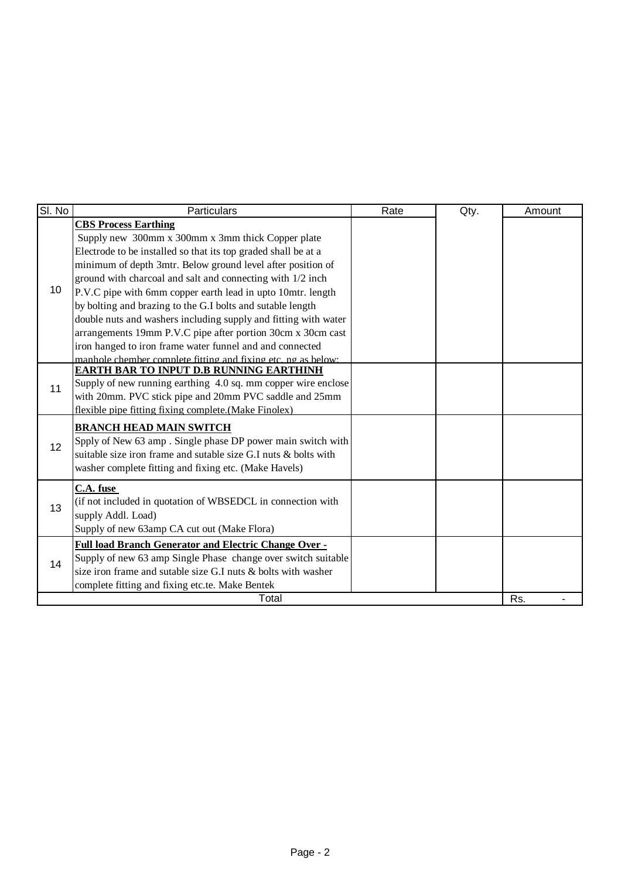| Sl. No | Particulars | Rate | Qty. | Amount |
|---|---|---|---|---|
| 10 | **CBS Process Earthing**<br>Supply new 300mm x 300mm x 3mm thick Copper plate Electrode to be installed so that its top graded shall be at a minimum of depth 3mtr. Below ground level after position of ground with charcoal and salt and connecting with 1/2 inch P.V.C pipe with 6mm copper earth lead in upto 10mtr. length by bolting and brazing to the G.I bolts and sutable length double nuts and washers including supply and fitting with water arrangements 19mm P.V.C pipe after portion 30cm x 30cm cast iron hanged to iron frame water funnel and and connected manhole chember complete fitting and fixing etc. ng as below: | | | |
| 11 | **EARTH BAR TO INPUT D.B RUNNING EARTHINH**<br>Supply of new running earthing 4.0 sq. mm copper wire enclose with 20mm. PVC stick pipe and 20mm PVC saddle and 25mm flexible pipe fitting fixing complete.(Make Finolex) | | | |
| 12 | **BRANCH HEAD MAIN SWITCH**<br>Spply of New 63 amp . Single phase DP power main switch with suitable size iron frame and sutable size G.I nuts & bolts with washer complete fitting and fixing etc. (Make Havels) | | | |
| 13 | **C.A. fuse**<br>(if not included in quotation of WBSEDCL in connection with supply Addl. Load)<br>Supply of new 63amp CA cut out (Make Flora) | | | |
| 14 | **Full load Branch Generator and Electric Change Over -**<br>Supply of new 63 amp Single Phase change over switch suitable size iron frame and sutable size G.I nuts & bolts with washer complete fitting and fixing etc.te. Make Bentek | | | |
| | Total | | | Rs. - |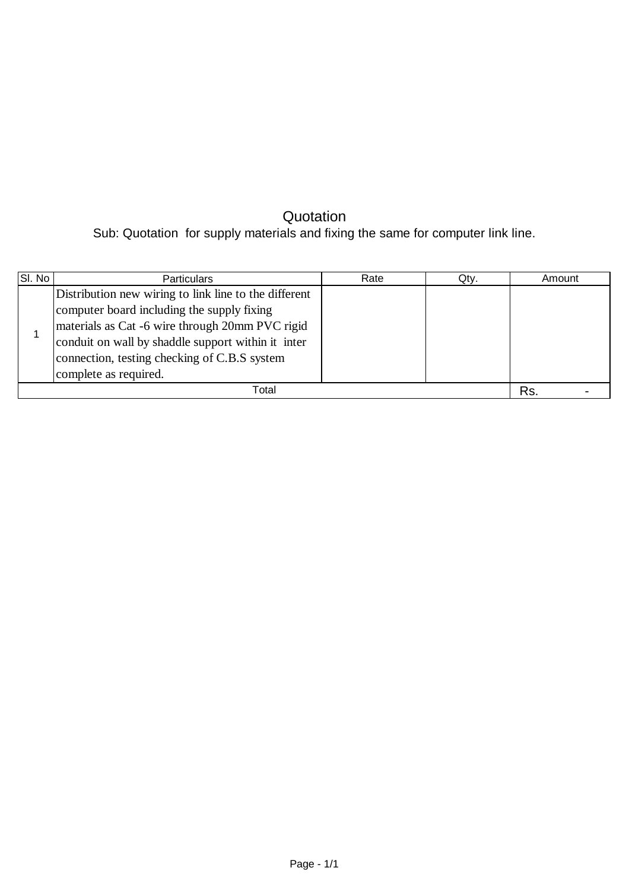# Quotation

Sub: Quotation for supply materials and fixing the same for computer link line.

| Sl. No | Particulars | Rate | Qty. | Amount |
|---|---|---|---|---|
| 1 | Distribution new wiring to link line to the different computer board including the supply fixing materials as Cat -6 wire through 20mm PVC rigid conduit on wall by shaddle support within it inter connection, testing checking of C.B.S system complete as required. | | | |
| Total | | | | Rs. - |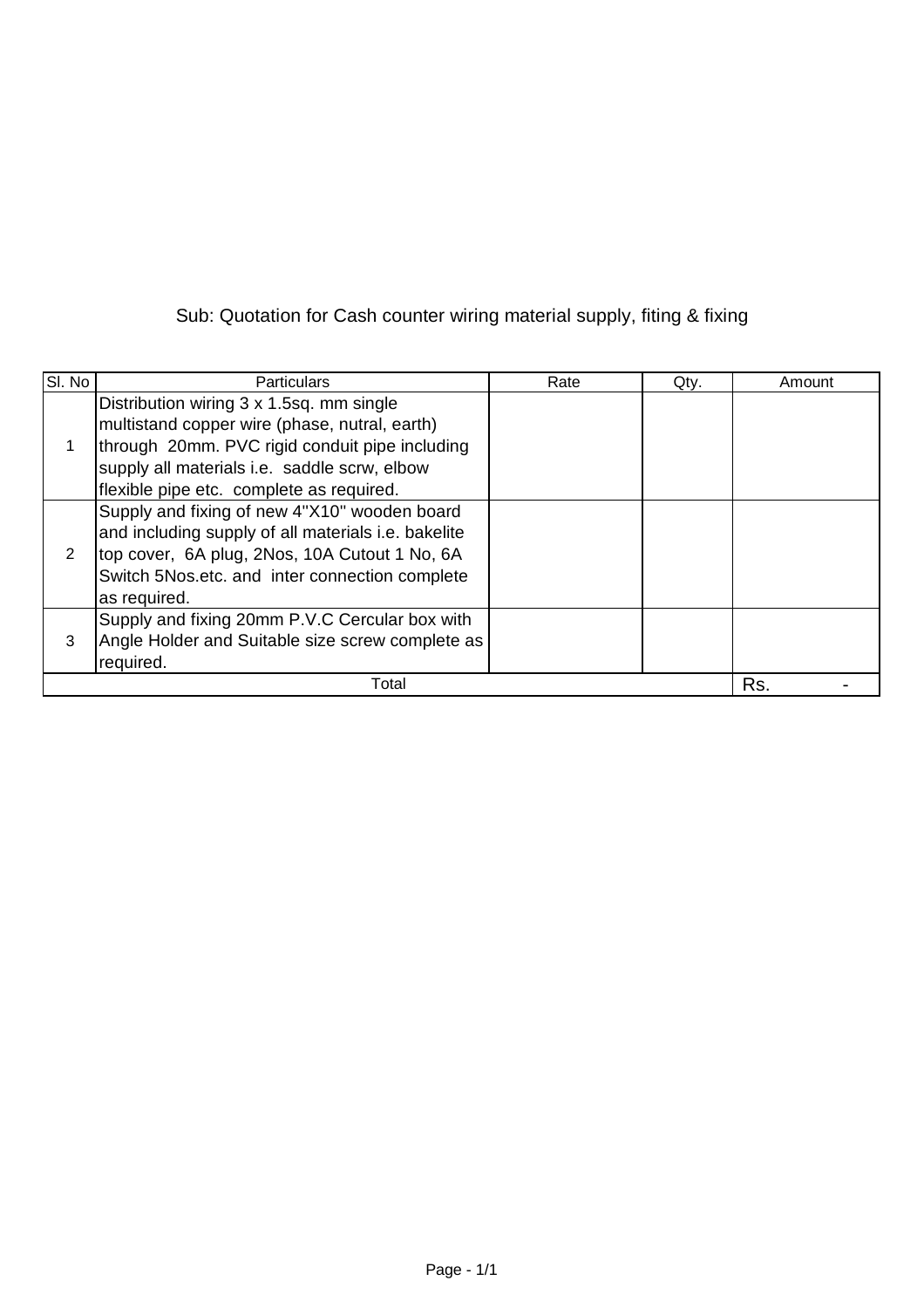Sub: Quotation for Cash counter wiring material supply, fiting & fixing

| Sl. No | Particulars | Rate | Qty. | Amount |
|---|---|---|---|---|
| 1 | Distribution wiring 3 x 1.5sq. mm single multistand copper wire (phase, nutral, earth) through 20mm. PVC rigid conduit pipe including supply all materials i.e. saddle scrw, elbow flexible pipe etc. complete as required. | | | |
| 2 | Supply and fixing of new 4"X10" wooden board and including supply of all materials i.e. bakelite top cover, 6A plug, 2Nos, 10A Cutout 1 No, 6A Switch 5Nos.etc. and inter connection complete as required. | | | |
| 3 | Supply and fixing 20mm P.V.C Cercular box with Angle Holder and Suitable size screw complete as required. | | | |
| Total | | | | Rs. - |